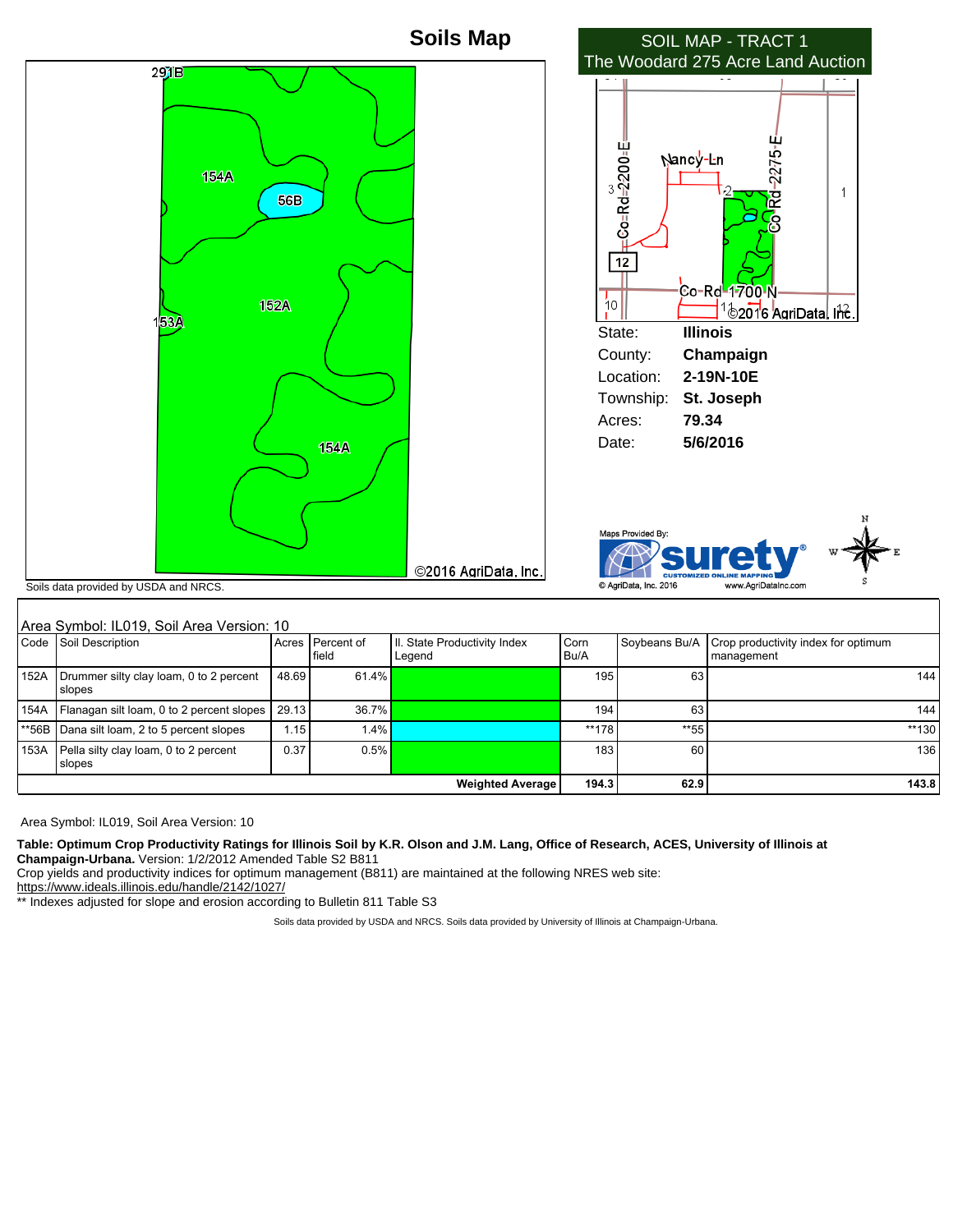# Soils Map

## SOIL MAP - TRACT 1
The Woodard 275 Acre Land Auction

State: **Illinois**
County: **Champaign**
Location: **2-19N-10E**
Township: **St. Joseph**
Acres: **79.34**
Date: **5/6/2016**

©2016 AgriData, Inc.

Soils data provided by USDA and NRCS.

Maps Provided By: surety® CUSTOMIZED ONLINE MAPPING © AgriData, Inc. 2016 www.AgriDataInc.com

Area Symbol: IL019, Soil Area Version: 10

| Code | Soil Description | Acres | Percent of field | Il. State Productivity Index Legend | Corn Bu/A | Soybeans Bu/A | Crop productivity index for optimum management |
|---|---|---|---|---|---|---|---|
| 152A | Drummer silty clay loam, 0 to 2 percent slopes | 48.69 | 61.4% | | 195 | 63 | 144 |
| 154A | Flanagan silt loam, 0 to 2 percent slopes | 29.13 | 36.7% | | 194 | 63 | 144 |
| **56B | Dana silt loam, 2 to 5 percent slopes | 1.15 | 1.4% | | **178 | **55 | **130 |
| 153A | Pella silty clay loam, 0 to 2 percent slopes | 0.37 | 0.5% | | 183 | 60 | 136 |
| | | | | **Weighted Average** | **194.3** | **62.9** | **143.8** |

Area Symbol: IL019, Soil Area Version: 10

**Table: Optimum Crop Productivity Ratings for Illinois Soil by K.R. Olson and J.M. Lang, Office of Research, ACES, University of Illinois at Champaign-Urbana.** Version: 1/2/2012 Amended Table S2 B811

Crop yields and productivity indices for optimum management (B811) are maintained at the following NRES web site:
https://www.ideals.illinois.edu/handle/2142/1027/

** Indexes adjusted for slope and erosion according to Bulletin 811 Table S3

Soils data provided by USDA and NRCS. Soils data provided by University of Illinois at Champaign-Urbana.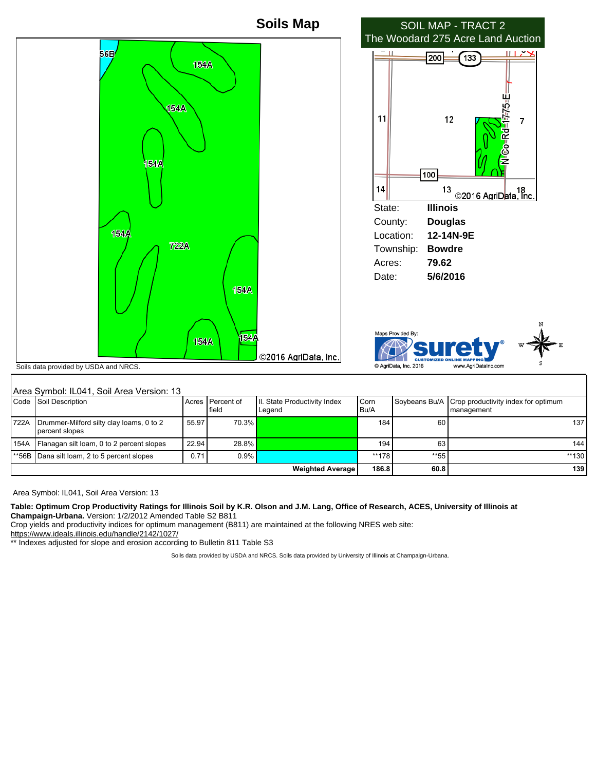# Soils Map

## SOIL MAP - TRACT 2
## The Woodard 275 Acre Land Auction

| | |
|---|---|
| State: | **Illinois** |
| County: | **Douglas** |
| Location: | **12-14N-9E** |
| Township: | **Bowdre** |
| Acres: | **79.62** |
| Date: | **5/6/2016** |

Soils data provided by USDA and NRCS.

Area Symbol: IL041, Soil Area Version: 13

| Code | Soil Description | Acres | Percent of field | Il. State Productivity Index Legend | Corn Bu/A | Soybeans Bu/A | Crop productivity index for optimum management |
|---|---|---|---|---|---|---|---|
| 722A | Drummer-Milford silty clay loams, 0 to 2 percent slopes | 55.97 | 70.3% | | 184 | 60 | 137 |
| 154A | Flanagan silt loam, 0 to 2 percent slopes | 22.94 | 28.8% | | 194 | 63 | 144 |
| **56B | Dana silt loam, 2 to 5 percent slopes | 0.71 | 0.9% | | **178 | **55 | **130 |
| | | | | **Weighted Average** | **186.8** | **60.8** | **139** |

Area Symbol: IL041, Soil Area Version: 13

**Table: Optimum Crop Productivity Ratings for Illinois Soil by K.R. Olson and J.M. Lang, Office of Research, ACES, University of Illinois at Champaign-Urbana.** Version: 1/2/2012 Amended Table S2 B811
Crop yields and productivity indices for optimum management (B811) are maintained at the following NRES web site:
https://www.ideals.illinois.edu/handle/2142/1027/
** Indexes adjusted for slope and erosion according to Bulletin 811 Table S3

Soils data provided by USDA and NRCS. Soils data provided by University of Illinois at Champaign-Urbana.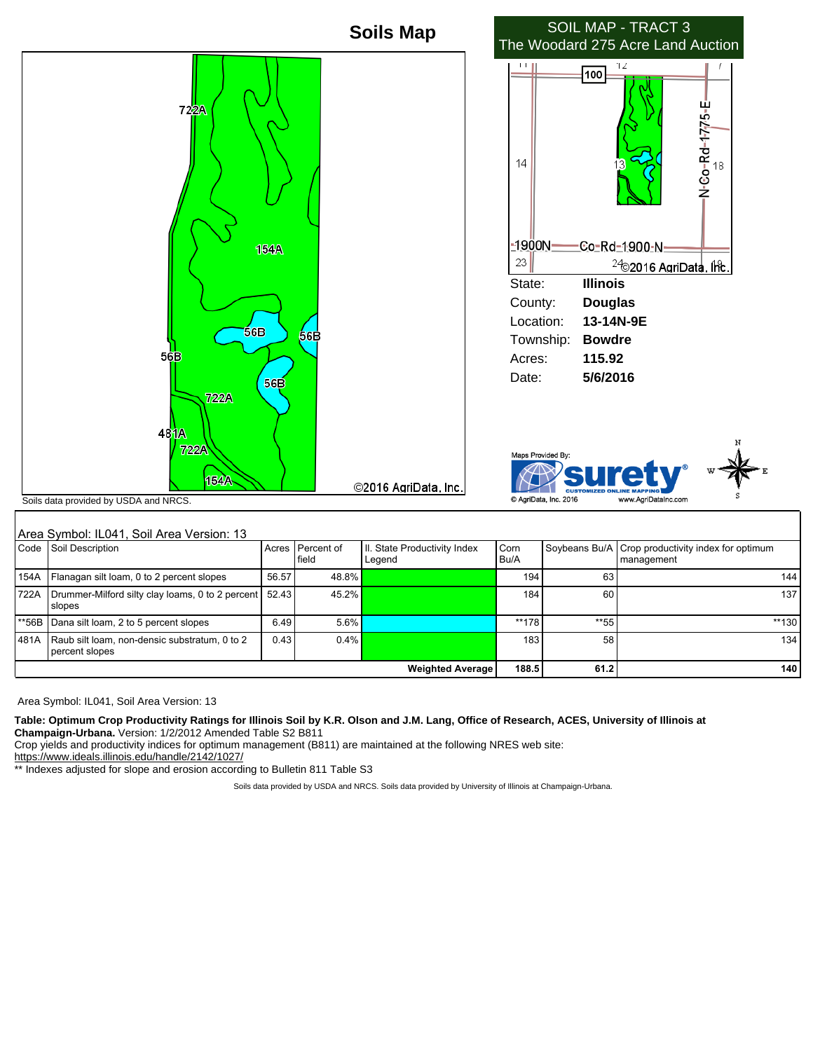# Soils Map

SOIL MAP - TRACT 3
The Woodard 275 Acre Land Auction

722A
154A
56B
56B
56B
56B
722A
481A
722A
154A

©2016 AgriData, Inc.

Soils data provided by USDA and NRCS.

100
N-Co-Rd-1775-E
14
13
18
1900N
Co-Rd-1900-N
23
24©2016 AgriData, Inc.

State: **Illinois**
County: **Douglas**
Location: **13-14N-9E**
Township: **Bowdre**
Acres: **115.92**
Date: **5/6/2016**

Maps Provided By:
surety
CUSTOMIZED ONLINE MAPPING
© AgriData, Inc. 2016
www.AgriDataInc.com

Area Symbol: IL041, Soil Area Version: 13

| Code | Soil Description | Acres | Percent of field | Il. State Productivity Index Legend | Corn Bu/A | Soybeans Bu/A | Crop productivity index for optimum management |
|---|---|---|---|---|---|---|---|
| 154A | Flanagan silt loam, 0 to 2 percent slopes | 56.57 | 48.8% | | 194 | 63 | 144 |
| 722A | Drummer-Milford silty clay loams, 0 to 2 percent slopes | 52.43 | 45.2% | | 184 | 60 | 137 |
| **56B | Dana silt loam, 2 to 5 percent slopes | 6.49 | 5.6% | | **178 | **55 | **130 |
| 481A | Raub silt loam, non-densic substratum, 0 to 2 percent slopes | 0.43 | 0.4% | | 183 | 58 | 134 |
| | | | | **Weighted Average** | **188.5** | **61.2** | **140** |

Area Symbol: IL041, Soil Area Version: 13

**Table: Optimum Crop Productivity Ratings for Illinois Soil by K.R. Olson and J.M. Lang, Office of Research, ACES, University of Illinois at Champaign-Urbana.** Version: 1/2/2012 Amended Table S2 B811
Crop yields and productivity indices for optimum management (B811) are maintained at the following NRES web site:
https://www.ideals.illinois.edu/handle/2142/1027/
** Indexes adjusted for slope and erosion according to Bulletin 811 Table S3

Soils data provided by USDA and NRCS. Soils data provided by University of Illinois at Champaign-Urbana.